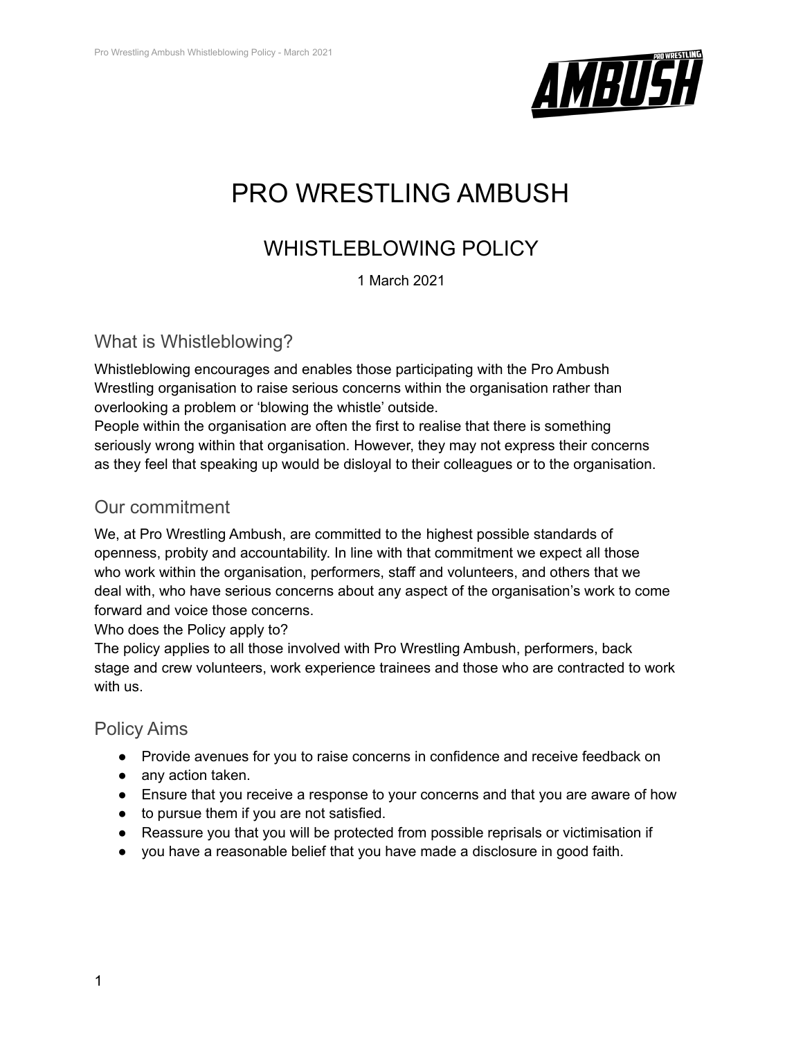# PRO WRESTLING AMBUSH

## WHISTLEBLOWING POLICY

1 March 2021

### What is Whistleblowing?

Whistleblowing encourages and enables those participating with the Pro Ambush Wrestling organisation to raise serious concerns within the organisation rather than overlooking a problem or 'blowing the whistle' outside.
People within the organisation are often the first to realise that there is something seriously wrong within that organisation. However, they may not express their concerns as they feel that speaking up would be disloyal to their colleagues or to the organisation.

### Our commitment

We, at Pro Wrestling Ambush, are committed to the highest possible standards of openness, probity and accountability. In line with that commitment we expect all those who work within the organisation, performers, staff and volunteers, and others that we deal with, who have serious concerns about any aspect of the organisation's work to come forward and voice those concerns.
Who does the Policy apply to?
The policy applies to all those involved with Pro Wrestling Ambush, performers, back stage and crew volunteers, work experience trainees and those who are contracted to work with us.

### Policy Aims

- Provide avenues for you to raise concerns in confidence and receive feedback on
- any action taken.
- Ensure that you receive a response to your concerns and that you are aware of how
- to pursue them if you are not satisfied.
- Reassure you that you will be protected from possible reprisals or victimisation if
- you have a reasonable belief that you have made a disclosure in good faith.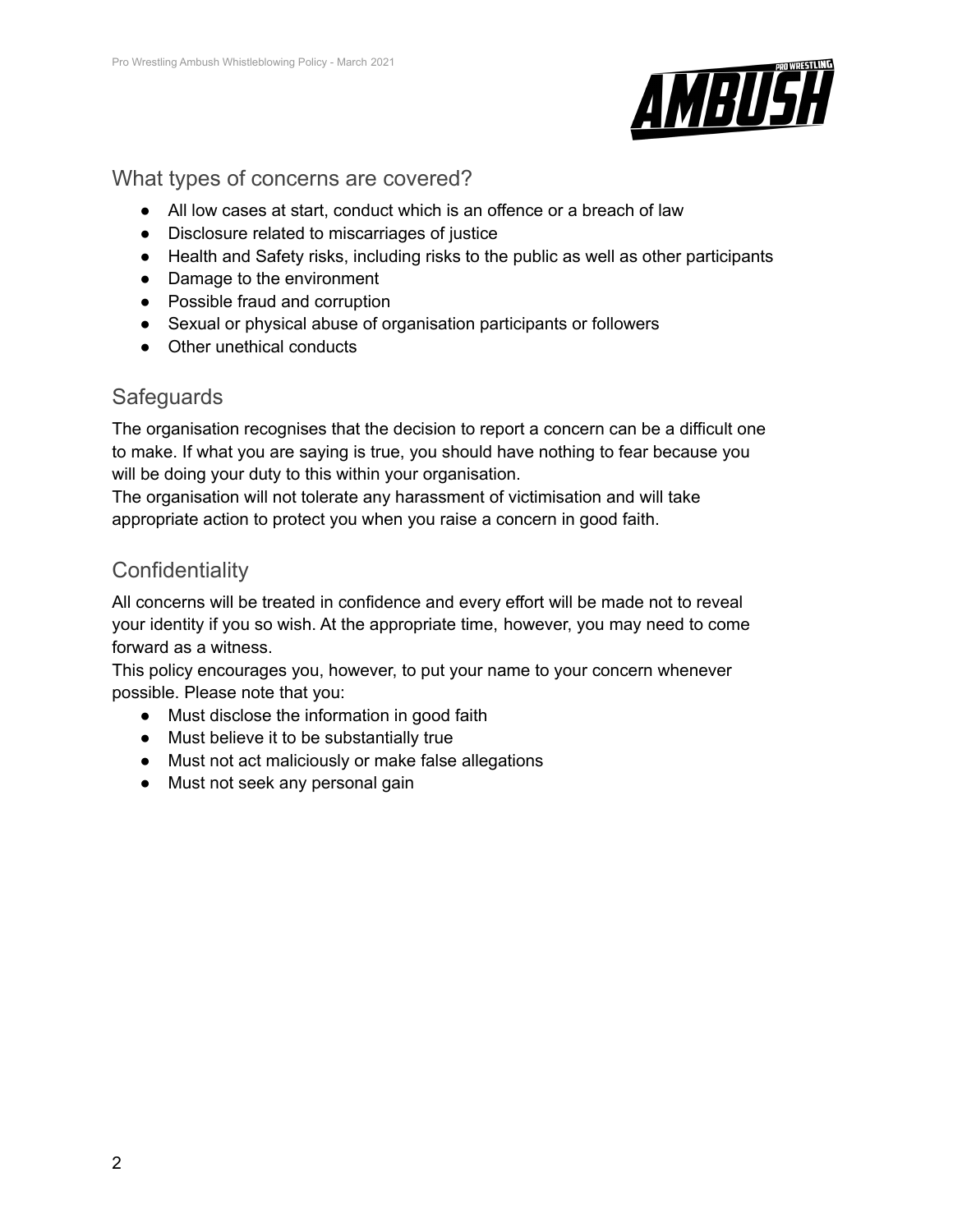## What types of concerns are covered?

- All low cases at start, conduct which is an offence or a breach of law
- Disclosure related to miscarriages of justice
- Health and Safety risks, including risks to the public as well as other participants
- Damage to the environment
- Possible fraud and corruption
- Sexual or physical abuse of organisation participants or followers
- Other unethical conducts

## Safeguards

The organisation recognises that the decision to report a concern can be a difficult one to make. If what you are saying is true, you should have nothing to fear because you will be doing your duty to this within your organisation.
The organisation will not tolerate any harassment of victimisation and will take appropriate action to protect you when you raise a concern in good faith.

## Confidentiality

All concerns will be treated in confidence and every effort will be made not to reveal your identity if you so wish. At the appropriate time, however, you may need to come forward as a witness.
This policy encourages you, however, to put your name to your concern whenever possible. Please note that you:

- Must disclose the information in good faith
- Must believe it to be substantially true
- Must not act maliciously or make false allegations
- Must not seek any personal gain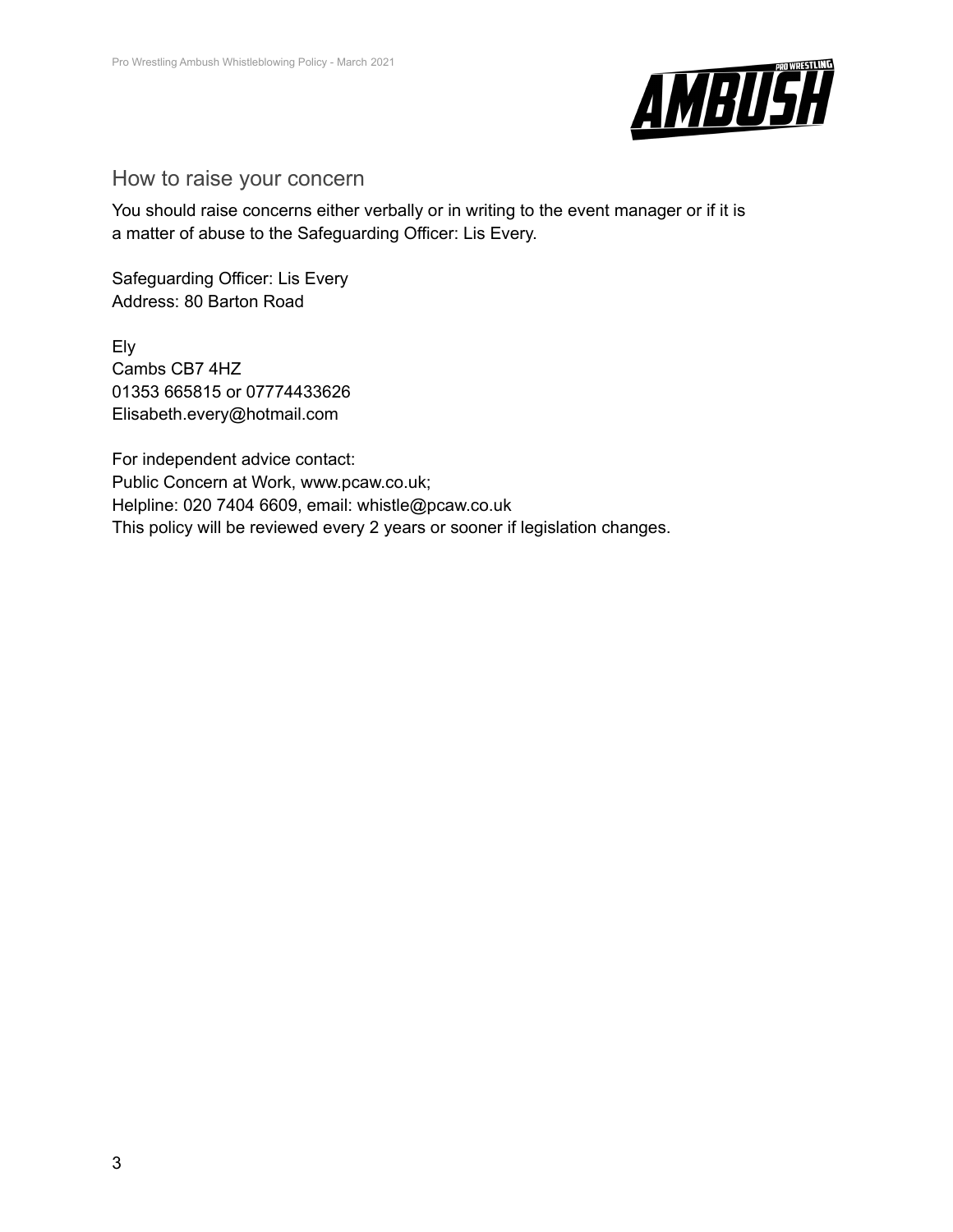## How to raise your concern

You should raise concerns either verbally or in writing to the event manager or if it is a matter of abuse to the Safeguarding Officer: Lis Every.

Safeguarding Officer: Lis Every
Address: 80 Barton Road

Ely
Cambs CB7 4HZ
01353 665815 or 07774433626
Elisabeth.every@hotmail.com

For independent advice contact:
Public Concern at Work, www.pcaw.co.uk;
Helpline: 020 7404 6609, email: whistle@pcaw.co.uk
This policy will be reviewed every 2 years or sooner if legislation changes.